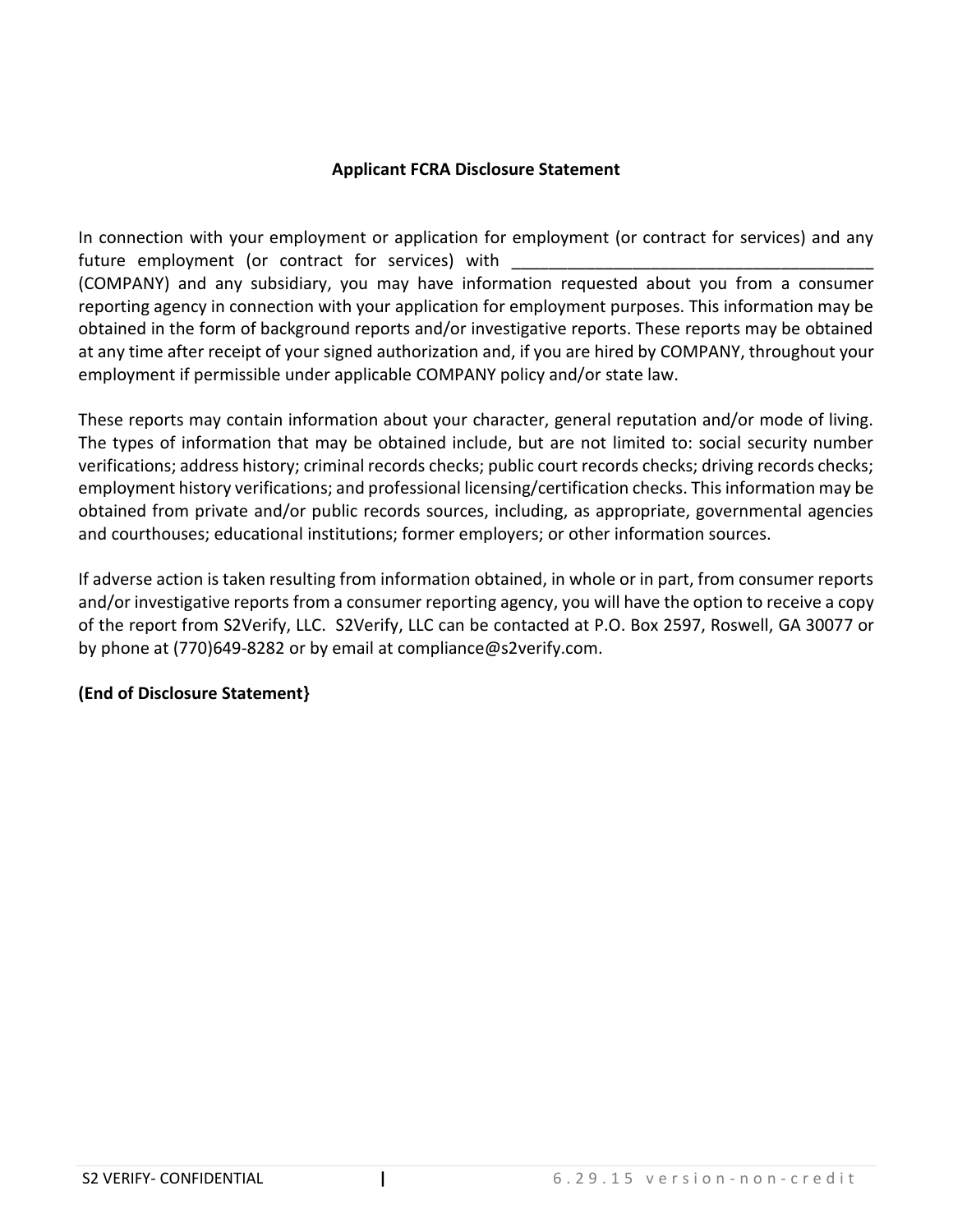**Applicant FCRA Disclosure Statement**

In connection with your employment or application for employment (or contract for services) and any future employment (or contract for services) with ______________________________________ (COMPANY) and any subsidiary, you may have information requested about you from a consumer reporting agency in connection with your application for employment purposes. This information may be obtained in the form of background reports and/or investigative reports. These reports may be obtained at any time after receipt of your signed authorization and, if you are hired by COMPANY, throughout your employment if permissible under applicable COMPANY policy and/or state law.

These reports may contain information about your character, general reputation and/or mode of living. The types of information that may be obtained include, but are not limited to: social security number verifications; address history; criminal records checks; public court records checks; driving records checks; employment history verifications; and professional licensing/certification checks. This information may be obtained from private and/or public records sources, including, as appropriate, governmental agencies and courthouses; educational institutions; former employers; or other information sources.

If adverse action is taken resulting from information obtained, in whole or in part, from consumer reports and/or investigative reports from a consumer reporting agency, you will have the option to receive a copy of the report from S2Verify, LLC. S2Verify, LLC can be contacted at P.O. Box 2597, Roswell, GA 30077 or by phone at (770)649-8282 or by email at compliance@s2verify.com.

**(End of Disclosure Statement}**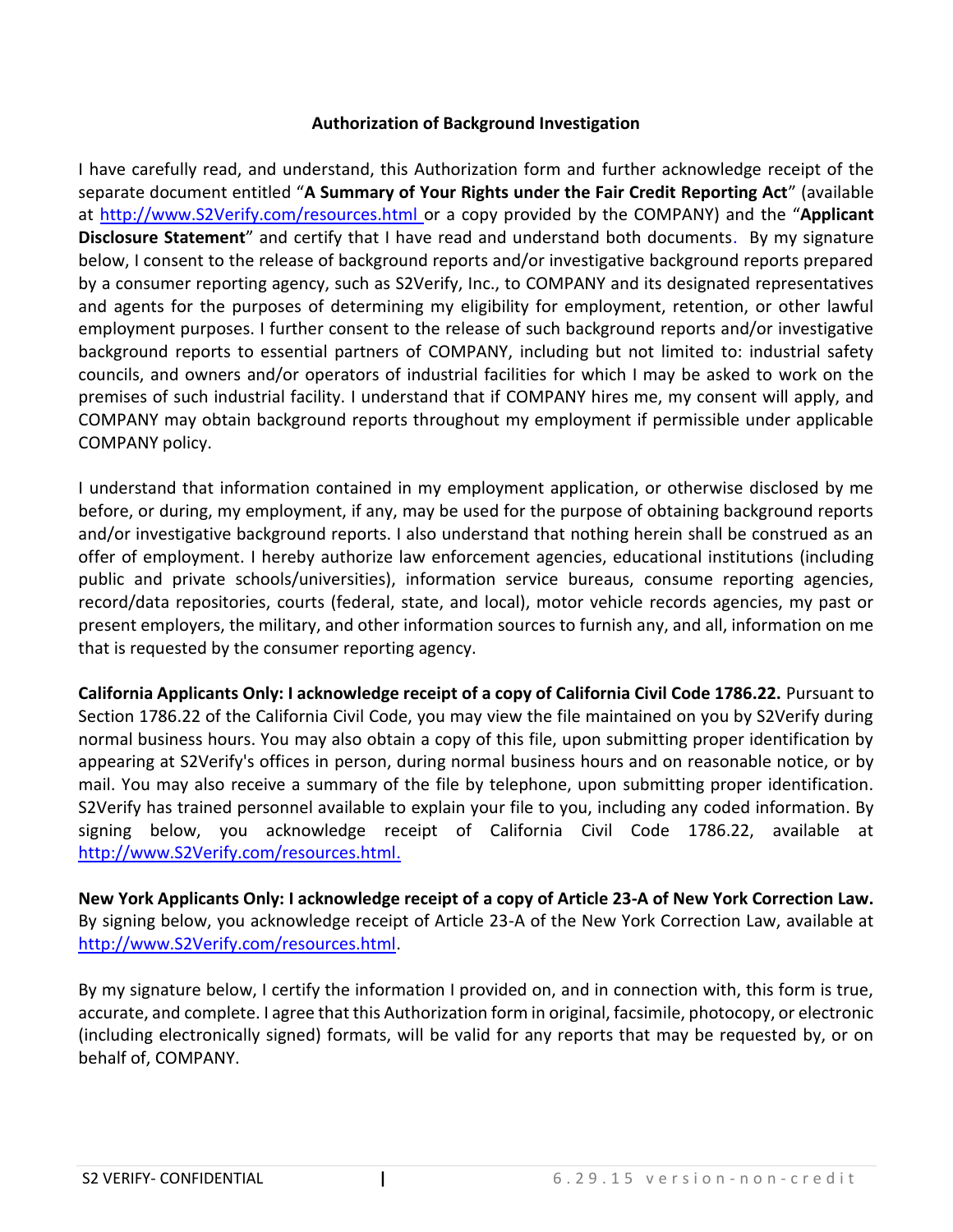## Authorization of Background Investigation

I have carefully read, and understand, this Authorization form and further acknowledge receipt of the separate document entitled "**A Summary of Your Rights under the Fair Credit Reporting Act**" (available at http://www.S2Verify.com/resources.html or a copy provided by the COMPANY) and the "**Applicant Disclosure Statement**" and certify that I have read and understand both documents. By my signature below, I consent to the release of background reports and/or investigative background reports prepared by a consumer reporting agency, such as S2Verify, Inc., to COMPANY and its designated representatives and agents for the purposes of determining my eligibility for employment, retention, or other lawful employment purposes. I further consent to the release of such background reports and/or investigative background reports to essential partners of COMPANY, including but not limited to: industrial safety councils, and owners and/or operators of industrial facilities for which I may be asked to work on the premises of such industrial facility. I understand that if COMPANY hires me, my consent will apply, and COMPANY may obtain background reports throughout my employment if permissible under applicable COMPANY policy.

I understand that information contained in my employment application, or otherwise disclosed by me before, or during, my employment, if any, may be used for the purpose of obtaining background reports and/or investigative background reports. I also understand that nothing herein shall be construed as an offer of employment. I hereby authorize law enforcement agencies, educational institutions (including public and private schools/universities), information service bureaus, consume reporting agencies, record/data repositories, courts (federal, state, and local), motor vehicle records agencies, my past or present employers, the military, and other information sources to furnish any, and all, information on me that is requested by the consumer reporting agency.

**California Applicants Only: I acknowledge receipt of a copy of California Civil Code 1786.22.** Pursuant to Section 1786.22 of the California Civil Code, you may view the file maintained on you by S2Verify during normal business hours. You may also obtain a copy of this file, upon submitting proper identification by appearing at S2Verify's offices in person, during normal business hours and on reasonable notice, or by mail. You may also receive a summary of the file by telephone, upon submitting proper identification. S2Verify has trained personnel available to explain your file to you, including any coded information. By signing below, you acknowledge receipt of California Civil Code 1786.22, available at http://www.S2Verify.com/resources.html.

**New York Applicants Only: I acknowledge receipt of a copy of Article 23-A of New York Correction Law.** By signing below, you acknowledge receipt of Article 23-A of the New York Correction Law, available at http://www.S2Verify.com/resources.html.

By my signature below, I certify the information I provided on, and in connection with, this form is true, accurate, and complete. I agree that this Authorization form in original, facsimile, photocopy, or electronic (including electronically signed) formats, will be valid for any reports that may be requested by, or on behalf of, COMPANY.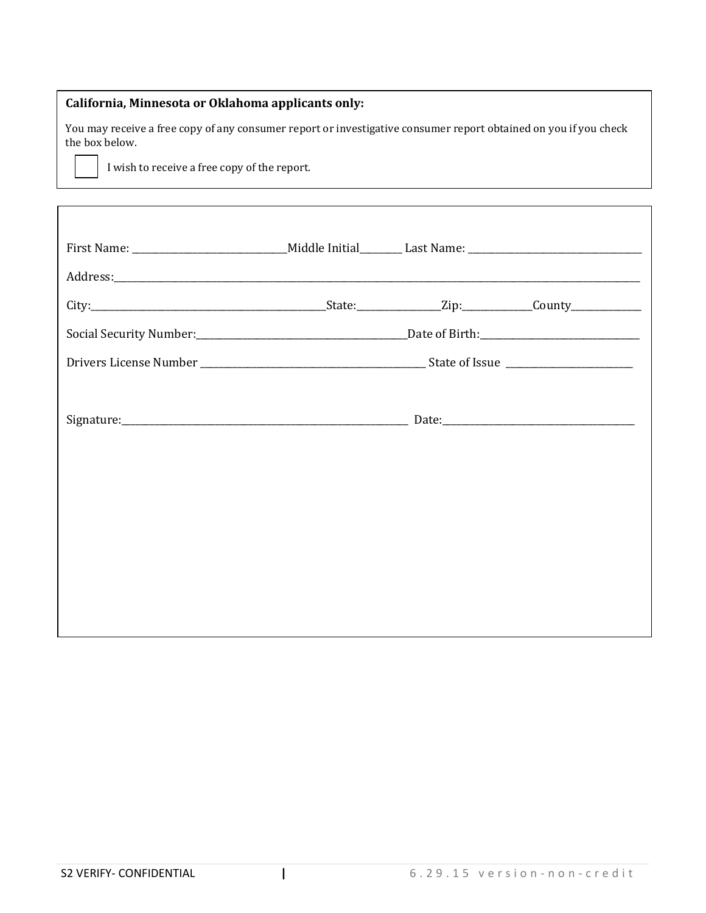**California, Minnesota or Oklahoma applicants only:**

You may receive a free copy of any consumer report or investigative consumer report obtained on you if you check the box below.

☐ I wish to receive a free copy of the report.

First Name: ______________________________Middle Initial________ Last Name: __________________________________

Address:___________________________________________________________________________________________________________

City:_______________________________________________State:________________Zip:_____________County_____________

Social Security Number:_________________________________________Date of Birth:______________________________

Drivers License Number _____________________________________________ State of Issue ________________________

Signature:______________________________________________________________ Date:______________________________________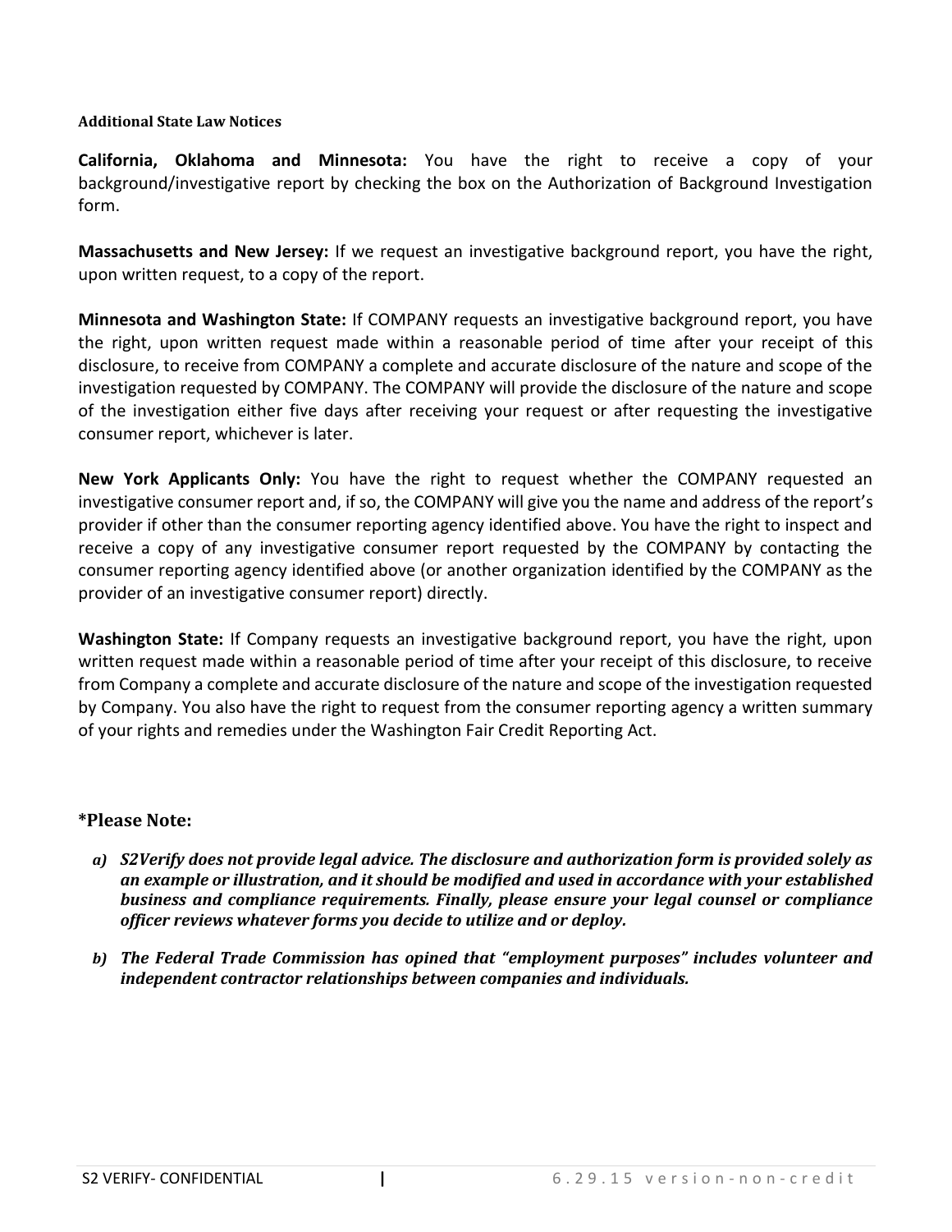**Additional State Law Notices**

**California, Oklahoma and Minnesota:** You have the right to receive a copy of your background/investigative report by checking the box on the Authorization of Background Investigation form.

**Massachusetts and New Jersey:** If we request an investigative background report, you have the right, upon written request, to a copy of the report.

**Minnesota and Washington State:** If COMPANY requests an investigative background report, you have the right, upon written request made within a reasonable period of time after your receipt of this disclosure, to receive from COMPANY a complete and accurate disclosure of the nature and scope of the investigation requested by COMPANY. The COMPANY will provide the disclosure of the nature and scope of the investigation either five days after receiving your request or after requesting the investigative consumer report, whichever is later.

**New York Applicants Only:** You have the right to request whether the COMPANY requested an investigative consumer report and, if so, the COMPANY will give you the name and address of the report's provider if other than the consumer reporting agency identified above. You have the right to inspect and receive a copy of any investigative consumer report requested by the COMPANY by contacting the consumer reporting agency identified above (or another organization identified by the COMPANY as the provider of an investigative consumer report) directly.

**Washington State:** If Company requests an investigative background report, you have the right, upon written request made within a reasonable period of time after your receipt of this disclosure, to receive from Company a complete and accurate disclosure of the nature and scope of the investigation requested by Company. You also have the right to request from the consumer reporting agency a written summary of your rights and remedies under the Washington Fair Credit Reporting Act.

### *Please Note:

a) ***S2Verify does not provide legal advice. The disclosure and authorization form is provided solely as an example or illustration, and it should be modified and used in accordance with your established business and compliance requirements. Finally, please ensure your legal counsel or compliance officer reviews whatever forms you decide to utilize and or deploy.***

b) ***The Federal Trade Commission has opined that "employment purposes" includes volunteer and independent contractor relationships between companies and individuals.***